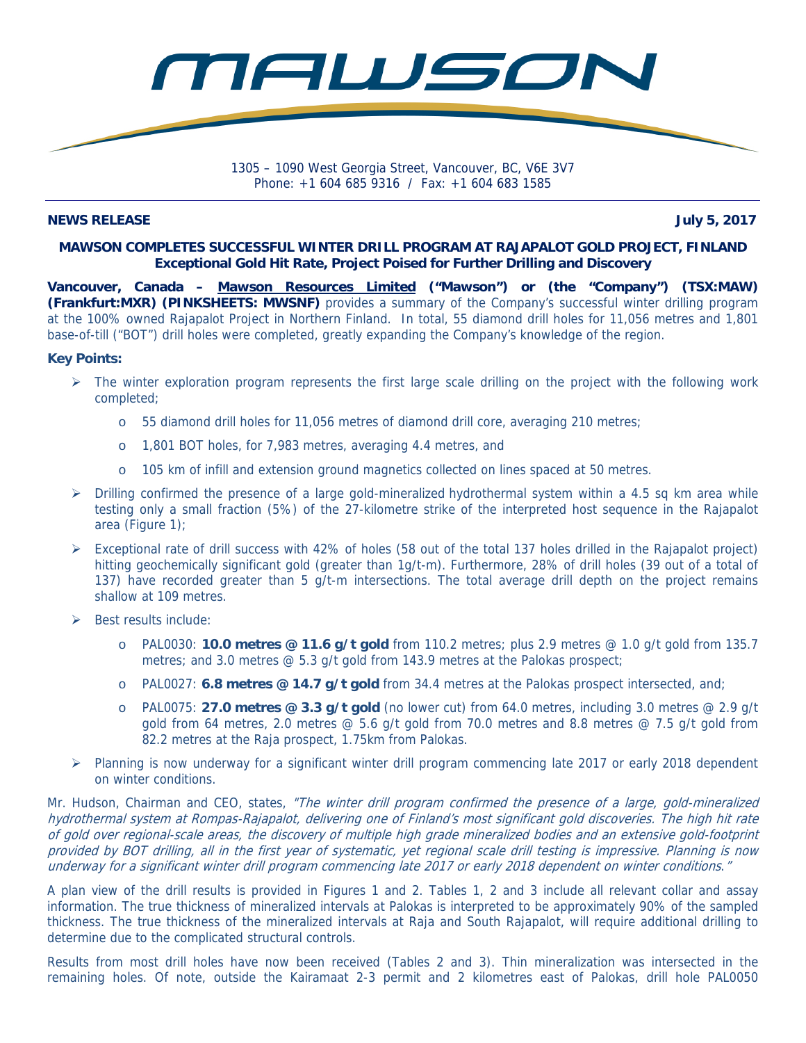# MAWSON

1305 – 1090 West Georgia Street, Vancouver, BC, V6E 3V7
Phone: +1 604 685 9316 / Fax: +1 604 683 1585

**NEWS RELEASE** **July 5, 2017**

## MAWSON COMPLETES SUCCESSFUL WINTER DRILL PROGRAM AT RAJAPALOT GOLD PROJECT, FINLAND
### Exceptional Gold Hit Rate, Project Poised for Further Drilling and Discovery

**Vancouver, Canada – Mawson Resources Limited ("Mawson") or (the "Company") (TSX:MAW) (Frankfurt:MXR) (PINKSHEETS: MWSNF)** provides a summary of the Company's successful winter drilling program at the 100% owned Rajapalot Project in Northern Finland. In total, 55 diamond drill holes for 11,056 metres and 1,801 base-of-till ("BOT") drill holes were completed, greatly expanding the Company's knowledge of the region.

**Key Points:**

- The winter exploration program represents the first large scale drilling on the project with the following work completed;
  - 55 diamond drill holes for 11,056 metres of diamond drill core, averaging 210 metres;
  - 1,801 BOT holes, for 7,983 metres, averaging 4.4 metres, and
  - 105 km of infill and extension ground magnetics collected on lines spaced at 50 metres.
- Drilling confirmed the presence of a large gold-mineralized hydrothermal system within a 4.5 sq km area while testing only a small fraction (5%) of the 27-kilometre strike of the interpreted host sequence in the Rajapalot area (Figure 1);
- Exceptional rate of drill success with 42% of holes (58 out of the total 137 holes drilled in the Rajapalot project) hitting geochemically significant gold (greater than 1g/t-m). Furthermore, 28% of drill holes (39 out of a total of 137) have recorded greater than 5 g/t-m intersections. The total average drill depth on the project remains shallow at 109 metres.
- Best results include:
  - PAL0030: **10.0 metres @ 11.6 g/t gold** from 110.2 metres; plus 2.9 metres @ 1.0 g/t gold from 135.7 metres; and 3.0 metres @ 5.3 g/t gold from 143.9 metres at the Palokas prospect;
  - PAL0027: **6.8 metres @ 14.7 g/t gold** from 34.4 metres at the Palokas prospect intersected, and;
  - PAL0075: **27.0 metres @ 3.3 g/t gold** (no lower cut) from 64.0 metres, including 3.0 metres @ 2.9 g/t gold from 64 metres, 2.0 metres @ 5.6 g/t gold from 70.0 metres and 8.8 metres @ 7.5 g/t gold from 82.2 metres at the Raja prospect, 1.75km from Palokas.
- Planning is now underway for a significant winter drill program commencing late 2017 or early 2018 dependent on winter conditions.

Mr. Hudson, Chairman and CEO, states, *"The winter drill program confirmed the presence of a large, gold-mineralized hydrothermal system at Rompas-Rajapalot, delivering one of Finland's most significant gold discoveries. The high hit rate of gold over regional-scale areas, the discovery of multiple high grade mineralized bodies and an extensive gold-footprint provided by BOT drilling, all in the first year of systematic, yet regional scale drill testing is impressive. Planning is now underway for a significant winter drill program commencing late 2017 or early 2018 dependent on winter conditions."*

A plan view of the drill results is provided in Figures 1 and 2. Tables 1, 2 and 3 include all relevant collar and assay information. The true thickness of mineralized intervals at Palokas is interpreted to be approximately 90% of the sampled thickness. The true thickness of the mineralized intervals at Raja and South Rajapalot, will require additional drilling to determine due to the complicated structural controls.

Results from most drill holes have now been received (Tables 2 and 3). Thin mineralization was intersected in the remaining holes. Of note, outside the Kairamaat 2-3 permit and 2 kilometres east of Palokas, drill hole PAL0050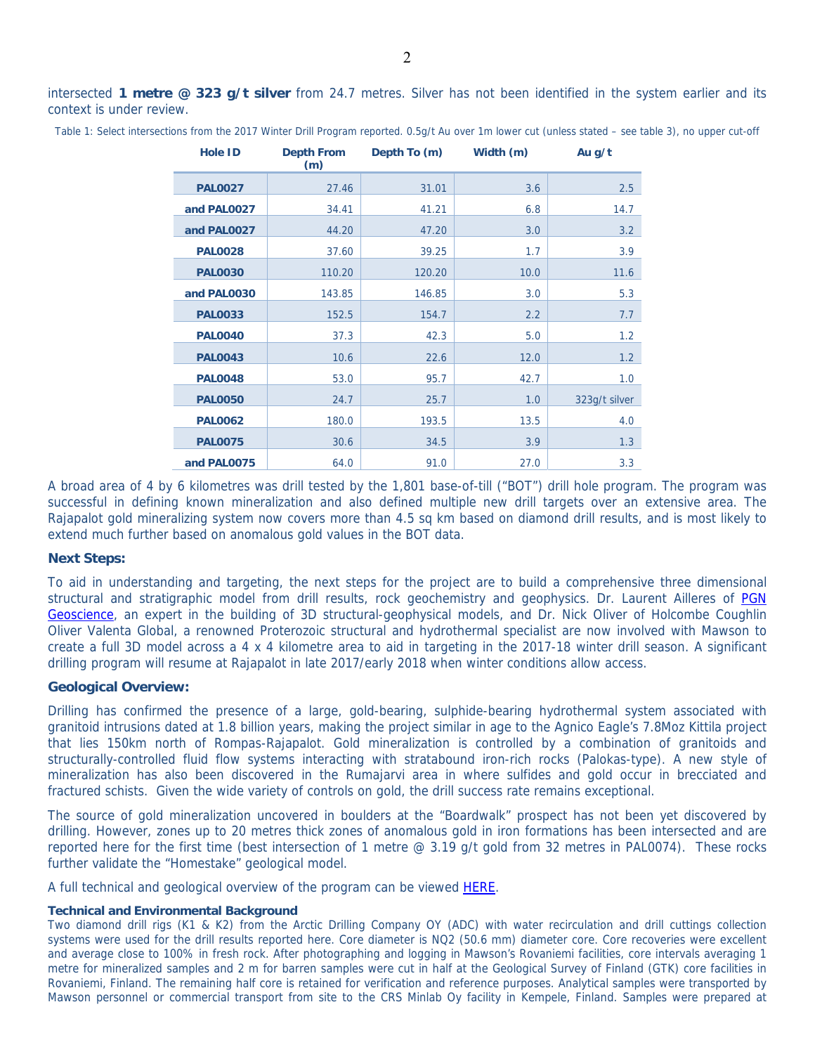intersected **1 metre @ 323 g/t silver** from 24.7 metres. Silver has not been identified in the system earlier and its context is under review.

Table 1: Select intersections from the 2017 Winter Drill Program reported. 0.5g/t Au over 1m lower cut (unless stated – see table 3), no upper cut-off

| Hole ID | Depth From (m) | Depth To (m) | Width (m) | Au g/t |
|---|---|---|---|---|
| **PAL0027** | 27.46 | 31.01 | 3.6 | 2.5 |
| **and PAL0027** | 34.41 | 41.21 | 6.8 | 14.7 |
| **and PAL0027** | 44.20 | 47.20 | 3.0 | 3.2 |
| **PAL0028** | 37.60 | 39.25 | 1.7 | 3.9 |
| **PAL0030** | 110.20 | 120.20 | 10.0 | 11.6 |
| **and PAL0030** | 143.85 | 146.85 | 3.0 | 5.3 |
| **PAL0033** | 152.5 | 154.7 | 2.2 | 7.7 |
| **PAL0040** | 37.3 | 42.3 | 5.0 | 1.2 |
| **PAL0043** | 10.6 | 22.6 | 12.0 | 1.2 |
| **PAL0048** | 53.0 | 95.7 | 42.7 | 1.0 |
| **PAL0050** | 24.7 | 25.7 | 1.0 | 323g/t silver |
| **PAL0062** | 180.0 | 193.5 | 13.5 | 4.0 |
| **PAL0075** | 30.6 | 34.5 | 3.9 | 1.3 |
| **and PAL0075** | 64.0 | 91.0 | 27.0 | 3.3 |

A broad area of 4 by 6 kilometres was drill tested by the 1,801 base-of-till ("BOT") drill hole program. The program was successful in defining known mineralization and also defined multiple new drill targets over an extensive area. The Rajapalot gold mineralizing system now covers more than 4.5 sq km based on diamond drill results, and is most likely to extend much further based on anomalous gold values in the BOT data.

### Next Steps:

To aid in understanding and targeting, the next steps for the project are to build a comprehensive three dimensional structural and stratigraphic model from drill results, rock geochemistry and geophysics. Dr. Laurent Ailleres of PGN Geoscience, an expert in the building of 3D structural-geophysical models, and Dr. Nick Oliver of Holcombe Coughlin Oliver Valenta Global, a renowned Proterozoic structural and hydrothermal specialist are now involved with Mawson to create a full 3D model across a 4 x 4 kilometre area to aid in targeting in the 2017-18 winter drill season. A significant drilling program will resume at Rajapalot in late 2017/early 2018 when winter conditions allow access.

### Geological Overview:

Drilling has confirmed the presence of a large, gold-bearing, sulphide-bearing hydrothermal system associated with granitoid intrusions dated at 1.8 billion years, making the project similar in age to the Agnico Eagle's 7.8Moz Kittila project that lies 150km north of Rompas-Rajapalot. Gold mineralization is controlled by a combination of granitoids and structurally-controlled fluid flow systems interacting with stratabound iron-rich rocks (Palokas-type). A new style of mineralization has also been discovered in the Rumajarvi area in where sulfides and gold occur in brecciated and fractured schists. Given the wide variety of controls on gold, the drill success rate remains exceptional.

The source of gold mineralization uncovered in boulders at the "Boardwalk" prospect has not been yet discovered by drilling. However, zones up to 20 metres thick zones of anomalous gold in iron formations has been intersected and are reported here for the first time (best intersection of 1 metre @ 3.19 g/t gold from 32 metres in PAL0074). These rocks further validate the "Homestake" geological model.

A full technical and geological overview of the program can be viewed HERE.

#### Technical and Environmental Background

Two diamond drill rigs (K1 & K2) from the Arctic Drilling Company OY (ADC) with water recirculation and drill cuttings collection systems were used for the drill results reported here. Core diameter is NQ2 (50.6 mm) diameter core. Core recoveries were excellent and average close to 100% in fresh rock. After photographing and logging in Mawson's Rovaniemi facilities, core intervals averaging 1 metre for mineralized samples and 2 m for barren samples were cut in half at the Geological Survey of Finland (GTK) core facilities in Rovaniemi, Finland. The remaining half core is retained for verification and reference purposes. Analytical samples were transported by Mawson personnel or commercial transport from site to the CRS Minlab Oy facility in Kempele, Finland. Samples were prepared at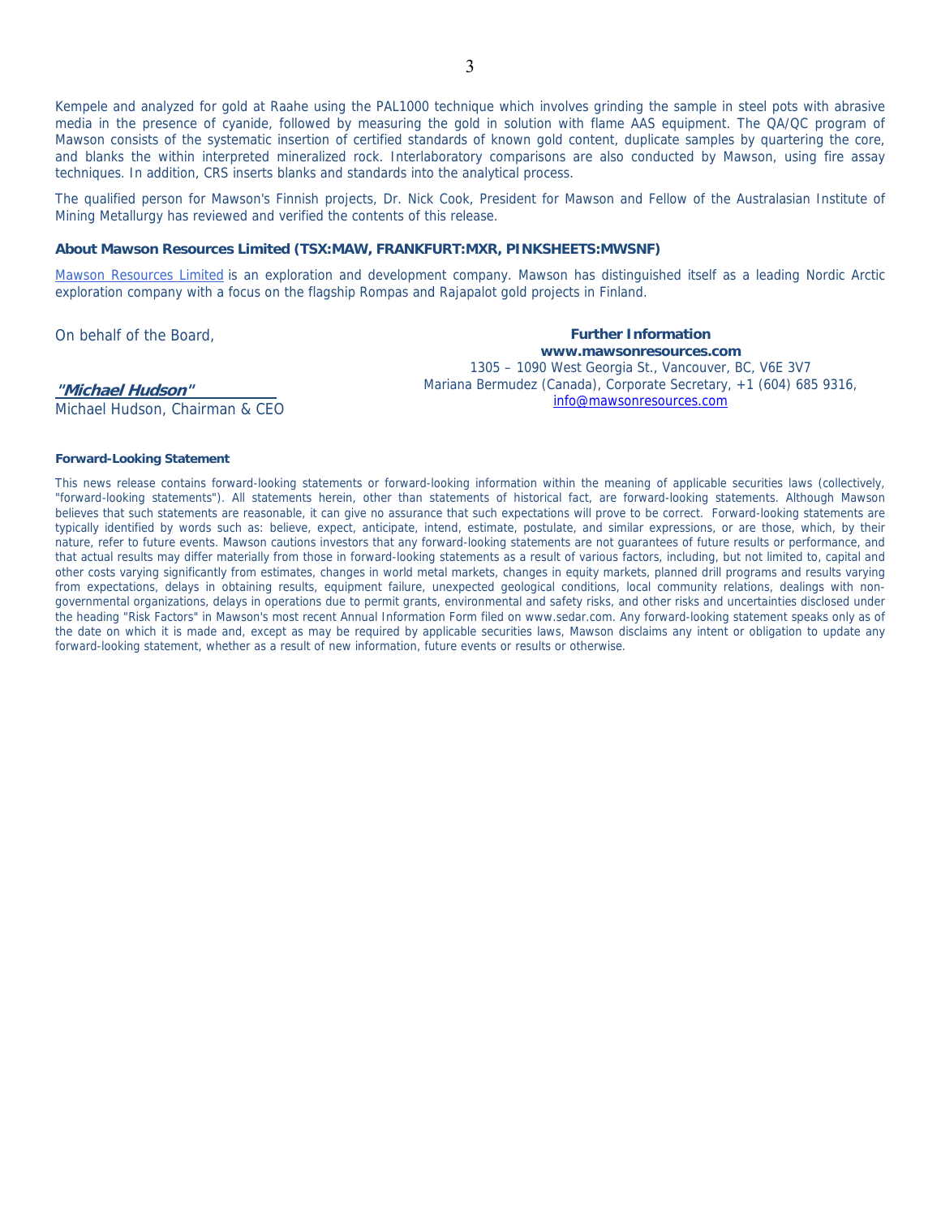Kempele and analyzed for gold at Raahe using the PAL1000 technique which involves grinding the sample in steel pots with abrasive media in the presence of cyanide, followed by measuring the gold in solution with flame AAS equipment. The QA/QC program of Mawson consists of the systematic insertion of certified standards of known gold content, duplicate samples by quartering the core, and blanks the within interpreted mineralized rock. Interlaboratory comparisons are also conducted by Mawson, using fire assay techniques. In addition, CRS inserts blanks and standards into the analytical process.

The qualified person for Mawson's Finnish projects, Dr. Nick Cook, President for Mawson and Fellow of the Australasian Institute of Mining Metallurgy has reviewed and verified the contents of this release.

### About Mawson Resources Limited (TSX:MAW, FRANKFURT:MXR, PINKSHEETS:MWSNF)

Mawson Resources Limited is an exploration and development company. Mawson has distinguished itself as a leading Nordic Arctic exploration company with a focus on the flagship Rompas and Rajapalot gold projects in Finland.

On behalf of the Board,

***"Michael Hudson"***
Michael Hudson, Chairman & CEO

**Further Information**
**www.mawsonresources.com**
1305 – 1090 West Georgia St., Vancouver, BC, V6E 3V7
Mariana Bermudez (Canada), Corporate Secretary, +1 (604) 685 9316,
info@mawsonresources.com

#### Forward-Looking Statement

This news release contains forward-looking statements or forward-looking information within the meaning of applicable securities laws (collectively, "forward-looking statements"). All statements herein, other than statements of historical fact, are forward-looking statements. Although Mawson believes that such statements are reasonable, it can give no assurance that such expectations will prove to be correct. Forward-looking statements are typically identified by words such as: believe, expect, anticipate, intend, estimate, postulate, and similar expressions, or are those, which, by their nature, refer to future events. Mawson cautions investors that any forward-looking statements are not guarantees of future results or performance, and that actual results may differ materially from those in forward-looking statements as a result of various factors, including, but not limited to, capital and other costs varying significantly from estimates, changes in world metal markets, changes in equity markets, planned drill programs and results varying from expectations, delays in obtaining results, equipment failure, unexpected geological conditions, local community relations, dealings with non-governmental organizations, delays in operations due to permit grants, environmental and safety risks, and other risks and uncertainties disclosed under the heading "Risk Factors" in Mawson's most recent Annual Information Form filed on www.sedar.com. Any forward-looking statement speaks only as of the date on which it is made and, except as may be required by applicable securities laws, Mawson disclaims any intent or obligation to update any forward-looking statement, whether as a result of new information, future events or results or otherwise.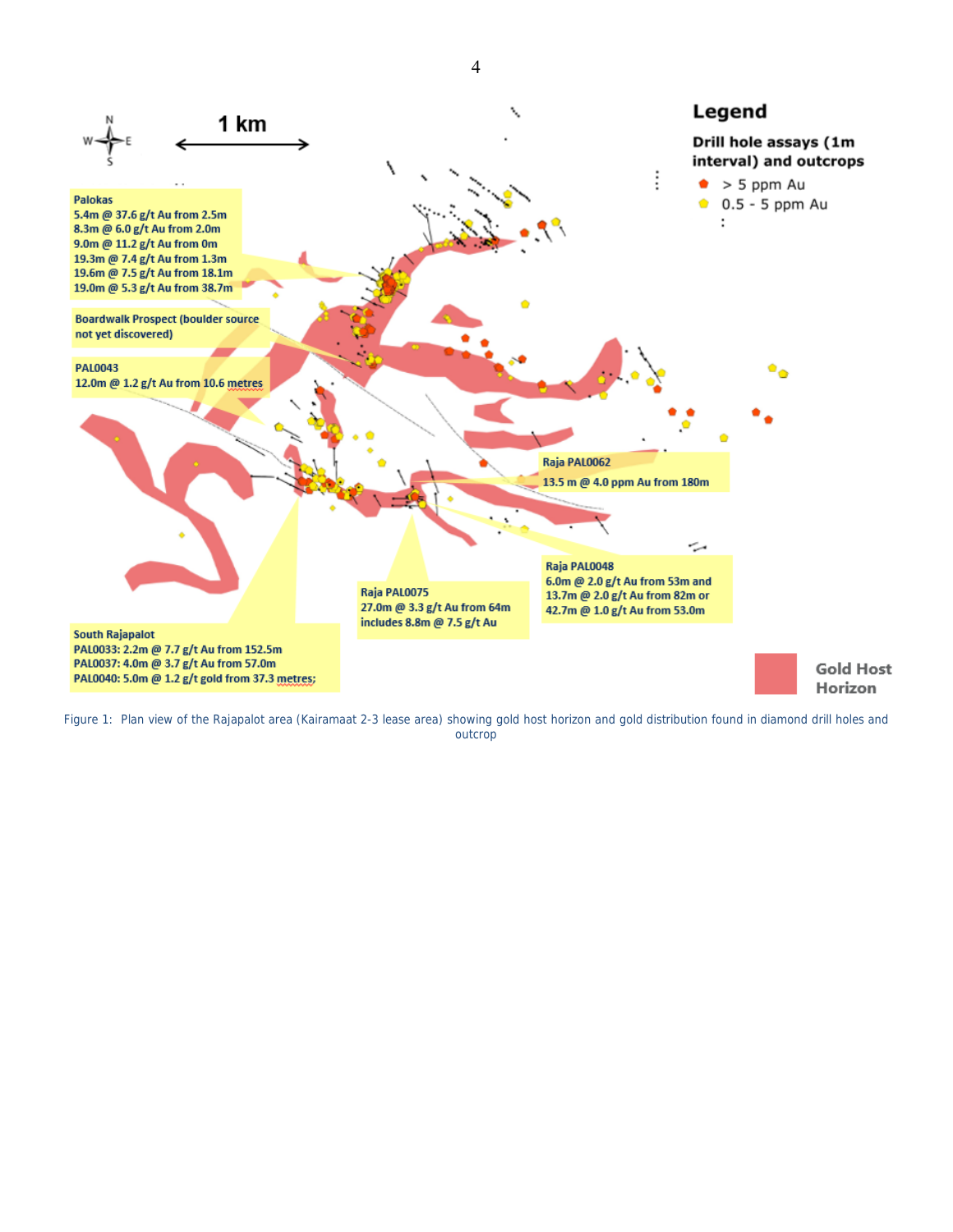Legend

Drill hole assays (1m interval) and outcrops

> 5 ppm Au

0.5 - 5 ppm Au

Gold Host Horizon

1 km

Palokas
5.4m @ 37.6 g/t Au from 2.5m
8.3m @ 6.0 g/t Au from 2.0m
9.0m @ 11.2 g/t Au from 0m
19.3m @ 7.4 g/t Au from 1.3m
19.6m @ 7.5 g/t Au from 18.1m
19.0m @ 5.3 g/t Au from 38.7m

Boardwalk Prospect (boulder source not yet discovered)

PAL0043
12.0m @ 1.2 g/t Au from 10.6 metres

Raja PAL0062
13.5 m @ 4.0 ppm Au from 180m

Raja PAL0048
6.0m @ 2.0 g/t Au from 53m and
13.7m @ 2.0 g/t Au from 82m or
42.7m @ 1.0 g/t Au from 53.0m

Raja PAL0075
27.0m @ 3.3 g/t Au from 64m
includes 8.8m @ 7.5 g/t Au

South Rajapalot
PAL0033: 2.2m @ 7.7 g/t Au from 152.5m
PAL0037: 4.0m @ 3.7 g/t Au from 57.0m
PAL0040: 5.0m @ 1.2 g/t gold from 37.3 metres;

Figure 1: Plan view of the Rajapalot area (Kairamaat 2-3 lease area) showing gold host horizon and gold distribution found in diamond drill holes and outcrop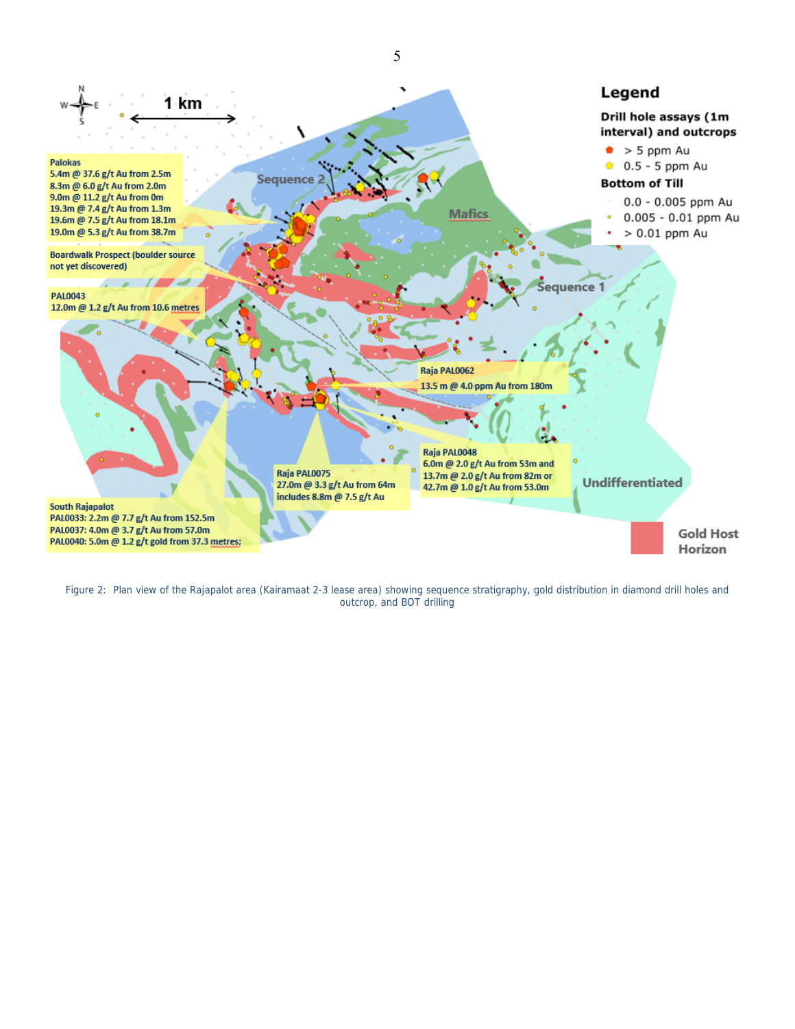1 km

Legend

Drill hole assays (1m interval) and outcrops

> 5 ppm Au

0.5 - 5 ppm Au

Bottom of Till

0.0 - 0.005 ppm Au

0.005 - 0.01 ppm Au

> 0.01 ppm Au

Sequence 2

Mafics

Sequence 1

Undifferentiated

Gold Host Horizon

Palokas
5.4m @ 37.6 g/t Au from 2.5m
8.3m @ 6.0 g/t Au from 2.0m
9.0m @ 11.2 g/t Au from 0m
19.3m @ 7.4 g/t Au from 1.3m
19.6m @ 7.5 g/t Au from 18.1m
19.0m @ 5.3 g/t Au from 38.7m

Boardwalk Prospect (boulder source not yet discovered)

PAL0043
12.0m @ 1.2 g/t Au from 10.6 metres

Raja PAL0062
13.5 m @ 4.0 ppm Au from 180m

Raja PAL0048
6.0m @ 2.0 g/t Au from 53m and
13.7m @ 2.0 g/t Au from 82m or
42.7m @ 1.0 g/t Au from 53.0m

Raja PAL0075
27.0m @ 3.3 g/t Au from 64m
includes 8.8m @ 7.5 g/t Au

South Rajapalot
PAL0033: 2.2m @ 7.7 g/t Au from 152.5m
PAL0037: 4.0m @ 3.7 g/t Au from 57.0m
PAL0040: 5.0m @ 1.2 g/t gold from 37.3 metres;

Figure 2: Plan view of the Rajapalot area (Kairamaat 2-3 lease area) showing sequence stratigraphy, gold distribution in diamond drill holes and outcrop, and BOT drilling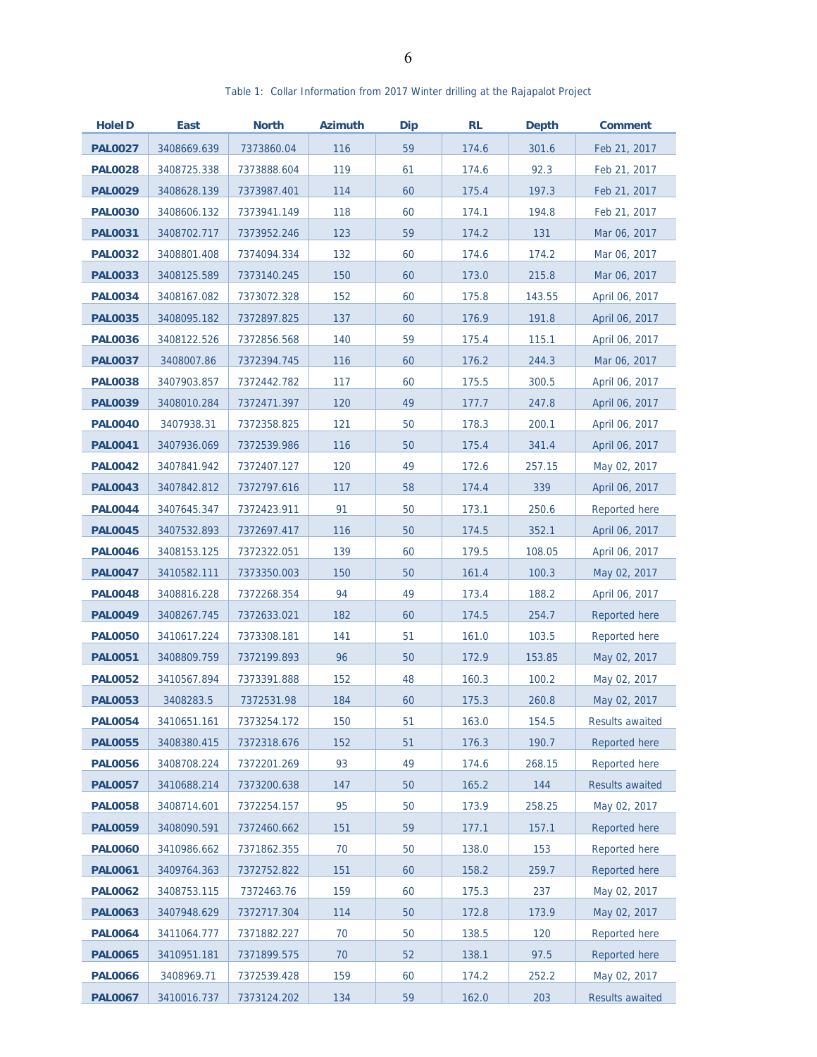Table 1: Collar Information from 2017 Winter drilling at the Rajapalot Project

| HoleID | East | North | Azimuth | Dip | RL | Depth | Comment |
|---|---|---|---|---|---|---|---|
| PAL0027 | 3408669.639 | 7373860.04 | 116 | 59 | 174.6 | 301.6 | Feb 21, 2017 |
| PAL0028 | 3408725.338 | 7373888.604 | 119 | 61 | 174.6 | 92.3 | Feb 21, 2017 |
| PAL0029 | 3408628.139 | 7373987.401 | 114 | 60 | 175.4 | 197.3 | Feb 21, 2017 |
| PAL0030 | 3408606.132 | 7373941.149 | 118 | 60 | 174.1 | 194.8 | Feb 21, 2017 |
| PAL0031 | 3408702.717 | 7373952.246 | 123 | 59 | 174.2 | 131 | Mar 06, 2017 |
| PAL0032 | 3408801.408 | 7374094.334 | 132 | 60 | 174.6 | 174.2 | Mar 06, 2017 |
| PAL0033 | 3408125.589 | 7373140.245 | 150 | 60 | 173.0 | 215.8 | Mar 06, 2017 |
| PAL0034 | 3408167.082 | 7373072.328 | 152 | 60 | 175.8 | 143.55 | April 06, 2017 |
| PAL0035 | 3408095.182 | 7372897.825 | 137 | 60 | 176.9 | 191.8 | April 06, 2017 |
| PAL0036 | 3408122.526 | 7372856.568 | 140 | 59 | 175.4 | 115.1 | April 06, 2017 |
| PAL0037 | 3408007.86 | 7372394.745 | 116 | 60 | 176.2 | 244.3 | Mar 06, 2017 |
| PAL0038 | 3407903.857 | 7372442.782 | 117 | 60 | 175.5 | 300.5 | April 06, 2017 |
| PAL0039 | 3408010.284 | 7372471.397 | 120 | 49 | 177.7 | 247.8 | April 06, 2017 |
| PAL0040 | 3407938.31 | 7372358.825 | 121 | 50 | 178.3 | 200.1 | April 06, 2017 |
| PAL0041 | 3407936.069 | 7372539.986 | 116 | 50 | 175.4 | 341.4 | April 06, 2017 |
| PAL0042 | 3407841.942 | 7372407.127 | 120 | 49 | 172.6 | 257.15 | May 02, 2017 |
| PAL0043 | 3407842.812 | 7372797.616 | 117 | 58 | 174.4 | 339 | April 06, 2017 |
| PAL0044 | 3407645.347 | 7372423.911 | 91 | 50 | 173.1 | 250.6 | Reported here |
| PAL0045 | 3407532.893 | 7372697.417 | 116 | 50 | 174.5 | 352.1 | April 06, 2017 |
| PAL0046 | 3408153.125 | 7372322.051 | 139 | 60 | 179.5 | 108.05 | April 06, 2017 |
| PAL0047 | 3410582.111 | 7373350.003 | 150 | 50 | 161.4 | 100.3 | May 02, 2017 |
| PAL0048 | 3408816.228 | 7372268.354 | 94 | 49 | 173.4 | 188.2 | April 06, 2017 |
| PAL0049 | 3408267.745 | 7372633.021 | 182 | 60 | 174.5 | 254.7 | Reported here |
| PAL0050 | 3410617.224 | 7373308.181 | 141 | 51 | 161.0 | 103.5 | Reported here |
| PAL0051 | 3408809.759 | 7372199.893 | 96 | 50 | 172.9 | 153.85 | May 02, 2017 |
| PAL0052 | 3410567.894 | 7373391.888 | 152 | 48 | 160.3 | 100.2 | May 02, 2017 |
| PAL0053 | 3408283.5 | 7372531.98 | 184 | 60 | 175.3 | 260.8 | May 02, 2017 |
| PAL0054 | 3410651.161 | 7373254.172 | 150 | 51 | 163.0 | 154.5 | Results awaited |
| PAL0055 | 3408380.415 | 7372318.676 | 152 | 51 | 176.3 | 190.7 | Reported here |
| PAL0056 | 3408708.224 | 7372201.269 | 93 | 49 | 174.6 | 268.15 | Reported here |
| PAL0057 | 3410688.214 | 7373200.638 | 147 | 50 | 165.2 | 144 | Results awaited |
| PAL0058 | 3408714.601 | 7372254.157 | 95 | 50 | 173.9 | 258.25 | May 02, 2017 |
| PAL0059 | 3408090.591 | 7372460.662 | 151 | 59 | 177.1 | 157.1 | Reported here |
| PAL0060 | 3410986.662 | 7371862.355 | 70 | 50 | 138.0 | 153 | Reported here |
| PAL0061 | 3409764.363 | 7372752.822 | 151 | 60 | 158.2 | 259.7 | Reported here |
| PAL0062 | 3408753.115 | 7372463.76 | 159 | 60 | 175.3 | 237 | May 02, 2017 |
| PAL0063 | 3407948.629 | 7372717.304 | 114 | 50 | 172.8 | 173.9 | May 02, 2017 |
| PAL0064 | 3411064.777 | 7371882.227 | 70 | 50 | 138.5 | 120 | Reported here |
| PAL0065 | 3410951.181 | 7371899.575 | 70 | 52 | 138.1 | 97.5 | Reported here |
| PAL0066 | 3408969.71 | 7372539.428 | 159 | 60 | 174.2 | 252.2 | May 02, 2017 |
| PAL0067 | 3410016.737 | 7373124.202 | 134 | 59 | 162.0 | 203 | Results awaited |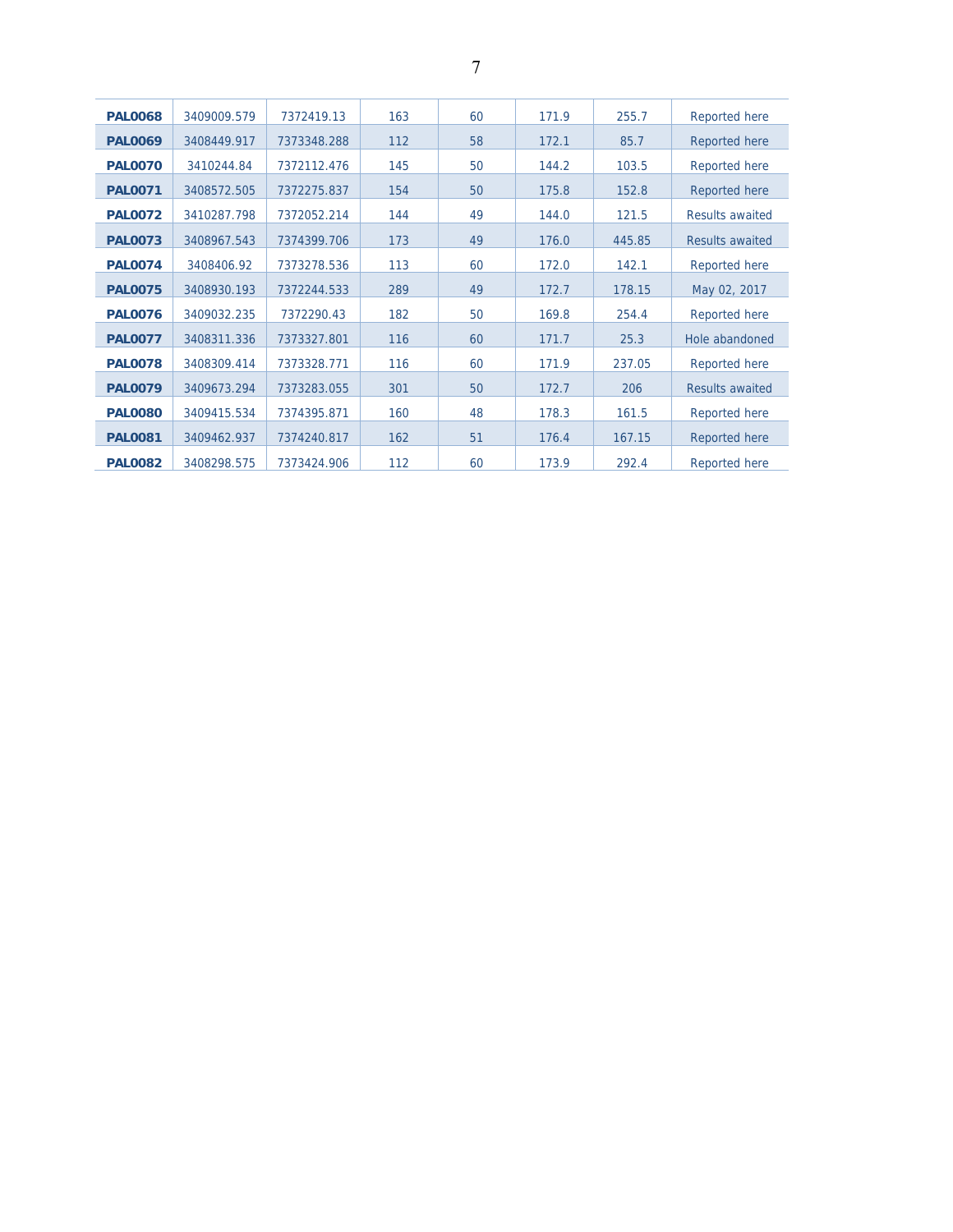| | | | | | | | |
|---|---|---|---|---|---|---|---|
| **PAL0068** | 3409009.579 | 7372419.13 | 163 | 60 | 171.9 | 255.7 | Reported here |
| **PAL0069** | 3408449.917 | 7373348.288 | 112 | 58 | 172.1 | 85.7 | Reported here |
| **PAL0070** | 3410244.84 | 7372112.476 | 145 | 50 | 144.2 | 103.5 | Reported here |
| **PAL0071** | 3408572.505 | 7372275.837 | 154 | 50 | 175.8 | 152.8 | Reported here |
| **PAL0072** | 3410287.798 | 7372052.214 | 144 | 49 | 144.0 | 121.5 | Results awaited |
| **PAL0073** | 3408967.543 | 7374399.706 | 173 | 49 | 176.0 | 445.85 | Results awaited |
| **PAL0074** | 3408406.92 | 7373278.536 | 113 | 60 | 172.0 | 142.1 | Reported here |
| **PAL0075** | 3408930.193 | 7372244.533 | 289 | 49 | 172.7 | 178.15 | May 02, 2017 |
| **PAL0076** | 3409032.235 | 7372290.43 | 182 | 50 | 169.8 | 254.4 | Reported here |
| **PAL0077** | 3408311.336 | 7373327.801 | 116 | 60 | 171.7 | 25.3 | Hole abandoned |
| **PAL0078** | 3408309.414 | 7373328.771 | 116 | 60 | 171.9 | 237.05 | Reported here |
| **PAL0079** | 3409673.294 | 7373283.055 | 301 | 50 | 172.7 | 206 | Results awaited |
| **PAL0080** | 3409415.534 | 7374395.871 | 160 | 48 | 178.3 | 161.5 | Reported here |
| **PAL0081** | 3409462.937 | 7374240.817 | 162 | 51 | 176.4 | 167.15 | Reported here |
| **PAL0082** | 3408298.575 | 7373424.906 | 112 | 60 | 173.9 | 292.4 | Reported here |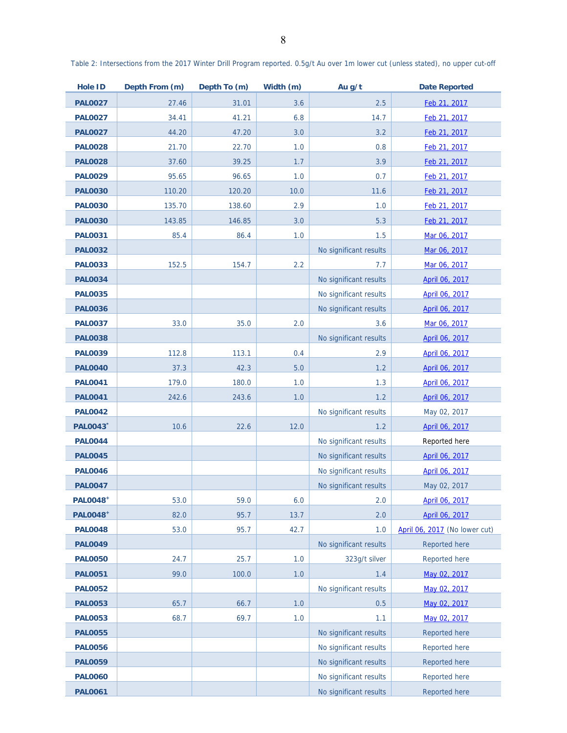Table 2: Intersections from the 2017 Winter Drill Program reported. 0.5g/t Au over 1m lower cut (unless stated), no upper cut-off

| Hole ID | Depth From (m) | Depth To (m) | Width (m) | Au g/t | Date Reported |
|---|---|---|---|---|---|
| PAL0027 | 27.46 | 31.01 | 3.6 | 2.5 | Feb 21, 2017 |
| PAL0027 | 34.41 | 41.21 | 6.8 | 14.7 | Feb 21, 2017 |
| PAL0027 | 44.20 | 47.20 | 3.0 | 3.2 | Feb 21, 2017 |
| PAL0028 | 21.70 | 22.70 | 1.0 | 0.8 | Feb 21, 2017 |
| PAL0028 | 37.60 | 39.25 | 1.7 | 3.9 | Feb 21, 2017 |
| PAL0029 | 95.65 | 96.65 | 1.0 | 0.7 | Feb 21, 2017 |
| PAL0030 | 110.20 | 120.20 | 10.0 | 11.6 | Feb 21, 2017 |
| PAL0030 | 135.70 | 138.60 | 2.9 | 1.0 | Feb 21, 2017 |
| PAL0030 | 143.85 | 146.85 | 3.0 | 5.3 | Feb 21, 2017 |
| PAL0031 | 85.4 | 86.4 | 1.0 | 1.5 | Mar 06, 2017 |
| PAL0032 | | | | No significant results | Mar 06, 2017 |
| PAL0033 | 152.5 | 154.7 | 2.2 | 7.7 | Mar 06, 2017 |
| PAL0034 | | | | No significant results | April 06, 2017 |
| PAL0035 | | | | No significant results | April 06, 2017 |
| PAL0036 | | | | No significant results | April 06, 2017 |
| PAL0037 | 33.0 | 35.0 | 2.0 | 3.6 | Mar 06, 2017 |
| PAL0038 | | | | No significant results | April 06, 2017 |
| PAL0039 | 112.8 | 113.1 | 0.4 | 2.9 | April 06, 2017 |
| PAL0040 | 37.3 | 42.3 | 5.0 | 1.2 | April 06, 2017 |
| PAL0041 | 179.0 | 180.0 | 1.0 | 1.3 | April 06, 2017 |
| PAL0041 | 242.6 | 243.6 | 1.0 | 1.2 | April 06, 2017 |
| PAL0042 | | | | No significant results | May 02, 2017 |
| PAL0043* | 10.6 | 22.6 | 12.0 | 1.2 | April 06, 2017 |
| PAL0044 | | | | No significant results | Reported here |
| PAL0045 | | | | No significant results | April 06, 2017 |
| PAL0046 | | | | No significant results | April 06, 2017 |
| PAL0047 | | | | No significant results | May 02, 2017 |
| PAL0048+ | 53.0 | 59.0 | 6.0 | 2.0 | April 06, 2017 |
| PAL0048+ | 82.0 | 95.7 | 13.7 | 2.0 | April 06, 2017 |
| PAL0048 | 53.0 | 95.7 | 42.7 | 1.0 | April 06, 2017 (No lower cut) |
| PAL0049 | | | | No significant results | Reported here |
| PAL0050 | 24.7 | 25.7 | 1.0 | 323g/t silver | Reported here |
| PAL0051 | 99.0 | 100.0 | 1.0 | 1.4 | May 02, 2017 |
| PAL0052 | | | | No significant results | May 02, 2017 |
| PAL0053 | 65.7 | 66.7 | 1.0 | 0.5 | May 02, 2017 |
| PAL0053 | 68.7 | 69.7 | 1.0 | 1.1 | May 02, 2017 |
| PAL0055 | | | | No significant results | Reported here |
| PAL0056 | | | | No significant results | Reported here |
| PAL0059 | | | | No significant results | Reported here |
| PAL0060 | | | | No significant results | Reported here |
| PAL0061 | | | | No significant results | Reported here |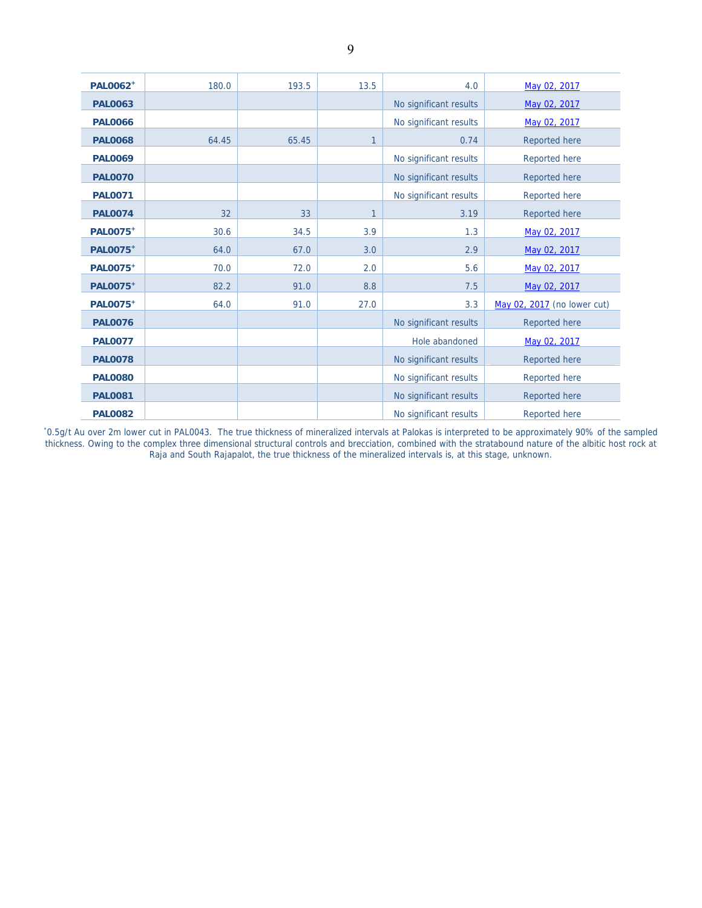| | | | | | |
|---|---|---|---|---|---|
| **PAL0062[+]** | 180.0 | 193.5 | 13.5 | 4.0 | May 02, 2017 |
| **PAL0063** | | | | No significant results | May 02, 2017 |
| **PAL0066** | | | | No significant results | May 02, 2017 |
| **PAL0068** | 64.45 | 65.45 | 1 | 0.74 | Reported here |
| **PAL0069** | | | | No significant results | Reported here |
| **PAL0070** | | | | No significant results | Reported here |
| **PAL0071** | | | | No significant results | Reported here |
| **PAL0074** | 32 | 33 | 1 | 3.19 | Reported here |
| **PAL0075[+]** | 30.6 | 34.5 | 3.9 | 1.3 | May 02, 2017 |
| **PAL0075[+]** | 64.0 | 67.0 | 3.0 | 2.9 | May 02, 2017 |
| **PAL0075[+]** | 70.0 | 72.0 | 2.0 | 5.6 | May 02, 2017 |
| **PAL0075[+]** | 82.2 | 91.0 | 8.8 | 7.5 | May 02, 2017 |
| **PAL0075[+]** | 64.0 | 91.0 | 27.0 | 3.3 | May 02, 2017 (no lower cut) |
| **PAL0076** | | | | No significant results | Reported here |
| **PAL0077** | | | | Hole abandoned | May 02, 2017 |
| **PAL0078** | | | | No significant results | Reported here |
| **PAL0080** | | | | No significant results | Reported here |
| **PAL0081** | | | | No significant results | Reported here |
| **PAL0082** | | | | No significant results | Reported here |

[+]0.5g/t Au over 2m lower cut in PAL0043. The true thickness of mineralized intervals at Palokas is interpreted to be approximately 90% of the sampled thickness. Owing to the complex three dimensional structural controls and brecciation, combined with the stratabound nature of the albitic host rock at Raja and South Rajapalot, the true thickness of the mineralized intervals is, at this stage, unknown.